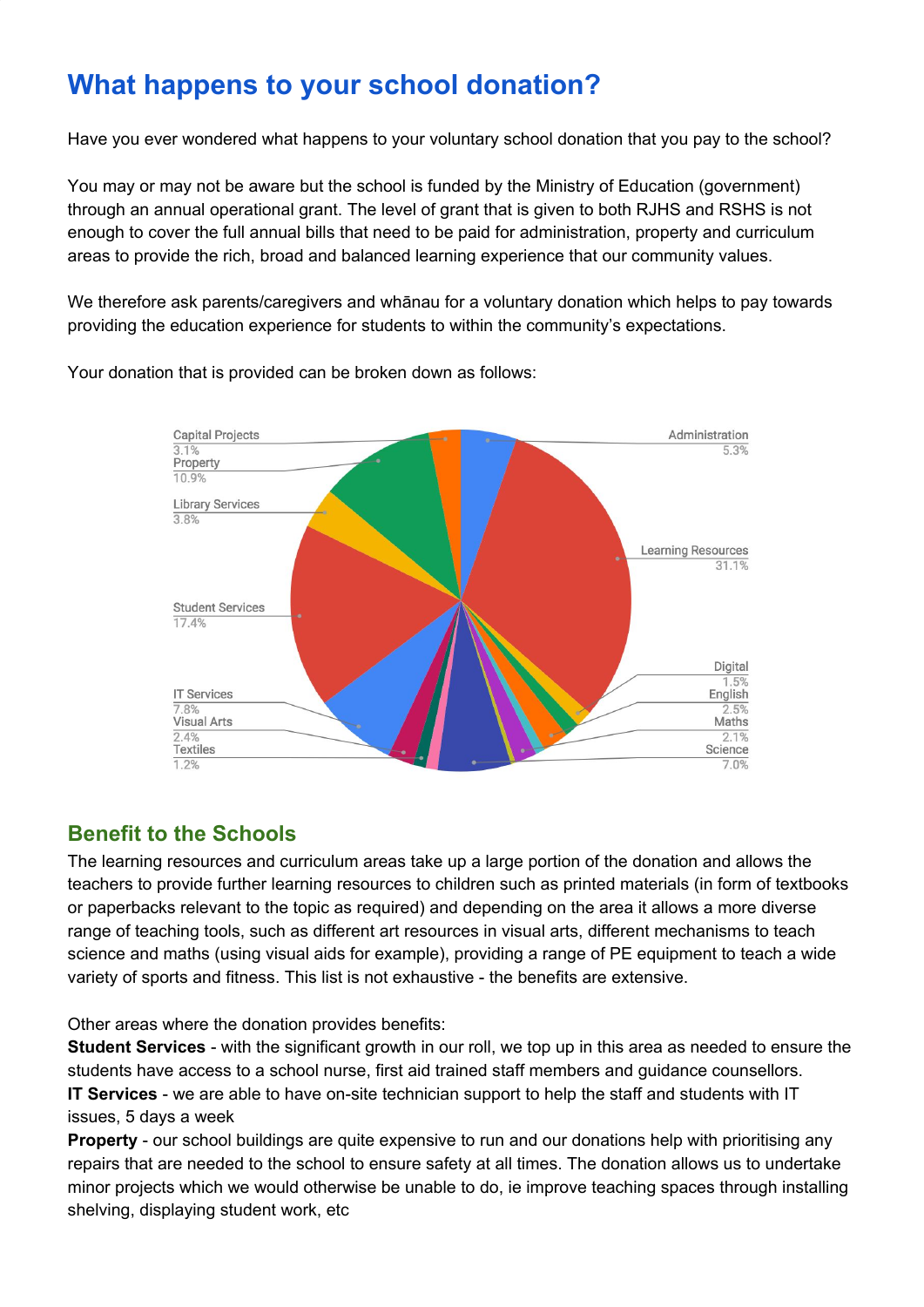# What happens to your school donation?

Have you ever wondered what happens to your voluntary school donation that you pay to the school?

You may or may not be aware but the school is funded by the Ministry of Education (government) through an annual operational grant. The level of grant that is given to both RJHS and RSHS is not enough to cover the full annual bills that need to be paid for administration, property and curriculum areas to provide the rich, broad and balanced learning experience that our community values.

We therefore ask parents/caregivers and whānau for a voluntary donation which helps to pay towards providing the education experience for students to within the community's expectations.

Your donation that is provided can be broken down as follows:

| Category | Percentage |
|---|---|
| Administration | 5.3% |
| Learning Resources | 31.1% |
| Digital | 1.5% |
| English | 2.5% |
| Maths | 2.1% |
| Science | 7.0% |
| Textiles | 1.2% |
| Visual Arts | 2.4% |
| IT Services | 7.8% |
| Student Services | 17.4% |
| Library Services | 3.8% |
| Property | 10.9% |
| Capital Projects | 3.1% |

## Benefit to the Schools

The learning resources and curriculum areas take up a large portion of the donation and allows the teachers to provide further learning resources to children such as printed materials (in form of textbooks or paperbacks relevant to the topic as required) and depending on the area it allows a more diverse range of teaching tools, such as different art resources in visual arts, different mechanisms to teach science and maths (using visual aids for example), providing a range of PE equipment to teach a wide variety of sports and fitness. This list is not exhaustive - the benefits are extensive.

Other areas where the donation provides benefits:

**Student Services** - with the significant growth in our roll, we top up in this area as needed to ensure the students have access to a school nurse, first aid trained staff members and guidance counsellors.

**IT Services** - we are able to have on-site technician support to help the staff and students with IT issues, 5 days a week

**Property** - our school buildings are quite expensive to run and our donations help with prioritising any repairs that are needed to the school to ensure safety at all times. The donation allows us to undertake minor projects which we would otherwise be unable to do, ie improve teaching spaces through installing shelving, displaying student work, etc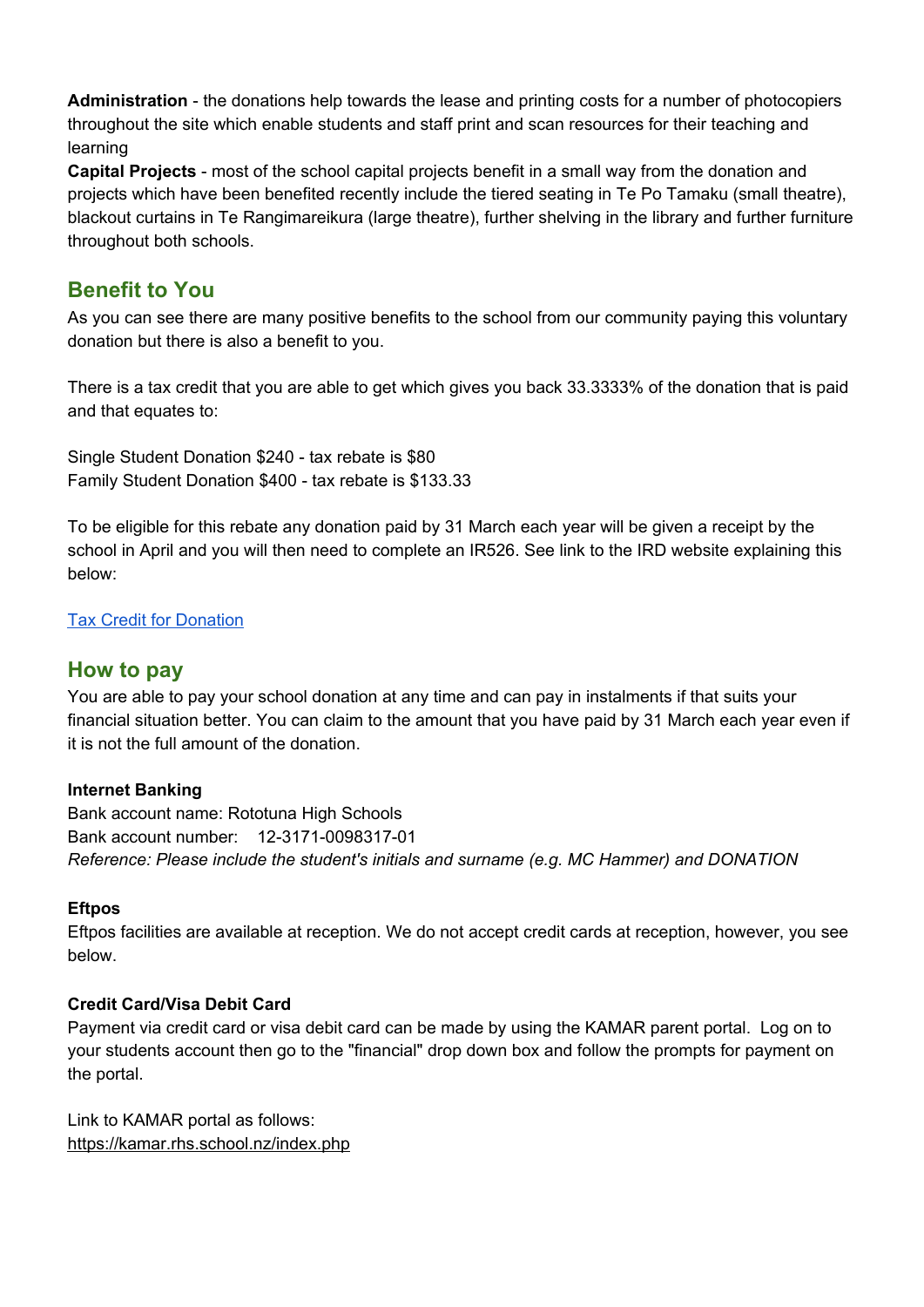**Administration** - the donations help towards the lease and printing costs for a number of photocopiers throughout the site which enable students and staff print and scan resources for their teaching and learning

**Capital Projects** - most of the school capital projects benefit in a small way from the donation and projects which have been benefited recently include the tiered seating in Te Po Tamaku (small theatre), blackout curtains in Te Rangimareikura (large theatre), further shelving in the library and further furniture throughout both schools.

## Benefit to You

As you can see there are many positive benefits to the school from our community paying this voluntary donation but there is also a benefit to you.

There is a tax credit that you are able to get which gives you back 33.3333% of the donation that is paid and that equates to:

Single Student Donation $240 - tax rebate is $80
Family Student Donation $400 - tax rebate is $133.33

To be eligible for this rebate any donation paid by 31 March each year will be given a receipt by the school in April and you will then need to complete an IR526. See link to the IRD website explaining this below:

[Tax Credit for Donation]

## How to pay

You are able to pay your school donation at any time and can pay in instalments if that suits your financial situation better. You can claim to the amount that you have paid by 31 March each year even if it is not the full amount of the donation.

**Internet Banking**
Bank account name: Rototuna High Schools
Bank account number: 12-3171-0098317-01
*Reference: Please include the student's initials and surname (e.g. MC Hammer) and DONATION*

**Eftpos**
Eftpos facilities are available at reception. We do not accept credit cards at reception, however, you see below.

**Credit Card/Visa Debit Card**
Payment via credit card or visa debit card can be made by using the KAMAR parent portal. Log on to your students account then go to the "financial" drop down box and follow the prompts for payment on the portal.

Link to KAMAR portal as follows:
https://kamar.rhs.school.nz/index.php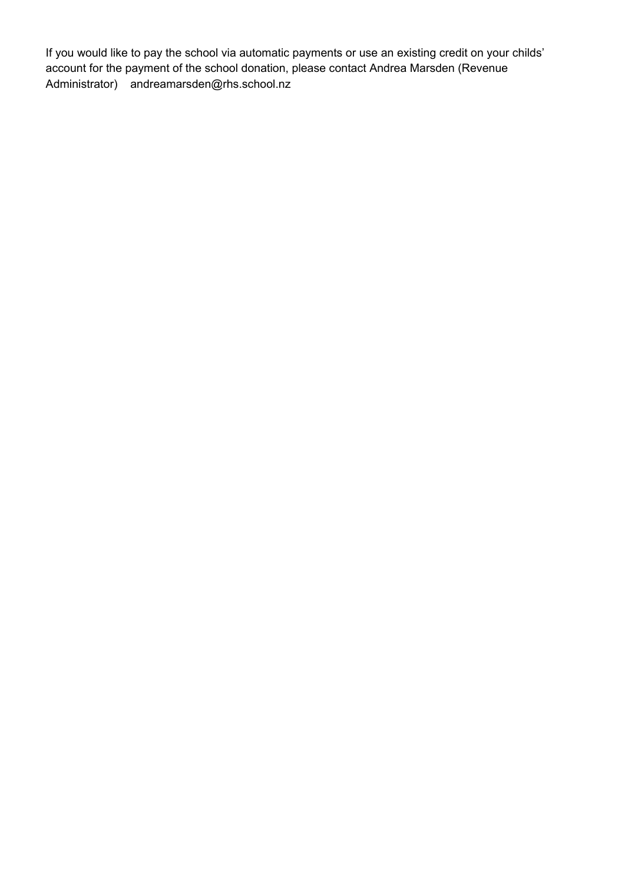If you would like to pay the school via automatic payments or use an existing credit on your childs' account for the payment of the school donation, please contact Andrea Marsden (Revenue Administrator) andreamarsden@rhs.school.nz